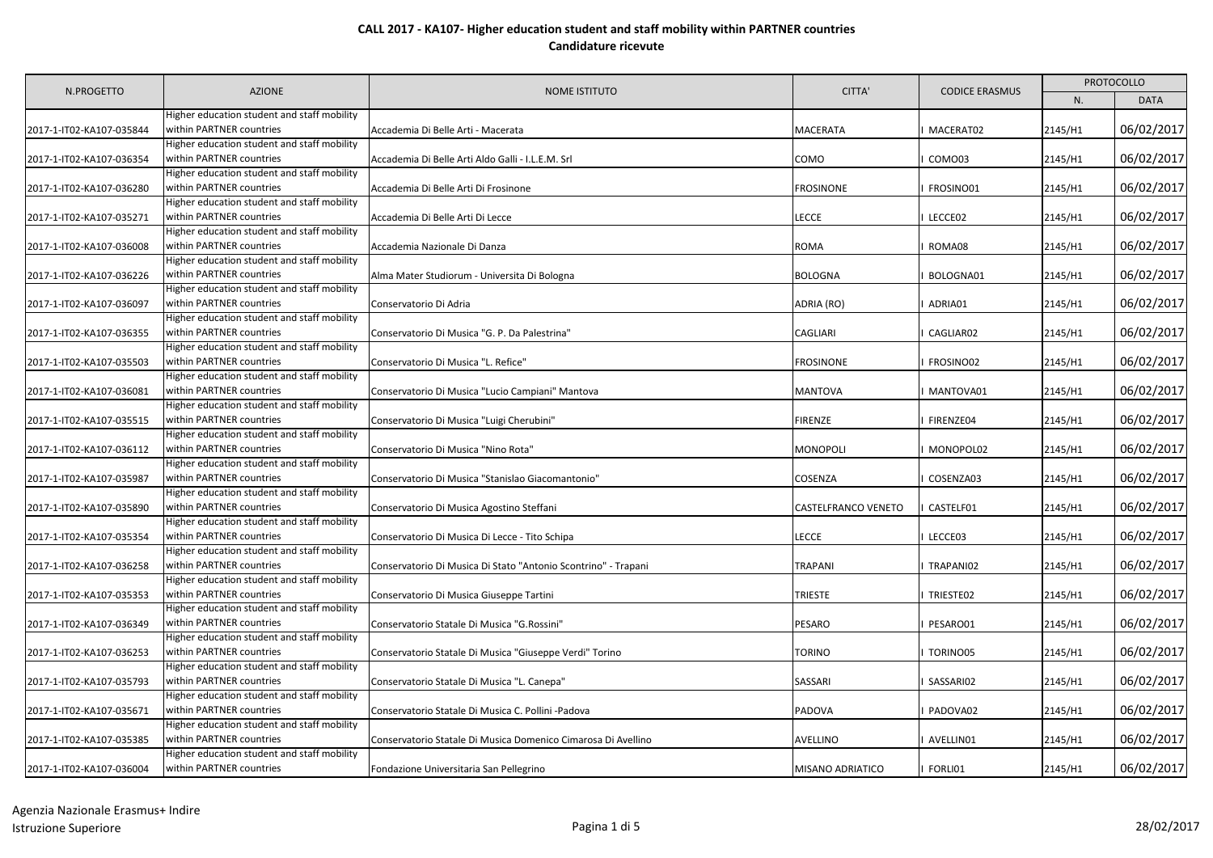**CALL 2017 - KA107- Higher education student and staff mobility within PARTNER countries**

**Candidature ricevute**

| N.PROGETTO | AZIONE | NOME ISTITUTO | CITTA' | CODICE ERASMUS | PROTOCOLLO | |
|---|---|---|---|---|---|---|
| | | | | | N. | DATA |
| 2017-1-IT02-KA107-035844 | Higher education student and staff mobility within PARTNER countries | Accademia Di Belle Arti - Macerata | MACERATA | I MACERAT02 | 2145/H1 | 06/02/2017 |
| 2017-1-IT02-KA107-036354 | Higher education student and staff mobility within PARTNER countries | Accademia Di Belle Arti Aldo Galli - I.L.E.M. Srl | COMO | I COMO03 | 2145/H1 | 06/02/2017 |
| 2017-1-IT02-KA107-036280 | Higher education student and staff mobility within PARTNER countries | Accademia Di Belle Arti Di Frosinone | FROSINONE | I FROSINO01 | 2145/H1 | 06/02/2017 |
| 2017-1-IT02-KA107-035271 | Higher education student and staff mobility within PARTNER countries | Accademia Di Belle Arti Di Lecce | LECCE | I LECCE02 | 2145/H1 | 06/02/2017 |
| 2017-1-IT02-KA107-036008 | Higher education student and staff mobility within PARTNER countries | Accademia Nazionale Di Danza | ROMA | I ROMA08 | 2145/H1 | 06/02/2017 |
| 2017-1-IT02-KA107-036226 | Higher education student and staff mobility within PARTNER countries | Alma Mater Studiorum - Universita Di Bologna | BOLOGNA | I BOLOGNA01 | 2145/H1 | 06/02/2017 |
| 2017-1-IT02-KA107-036097 | Higher education student and staff mobility within PARTNER countries | Conservatorio Di Adria | ADRIA (RO) | I ADRIA01 | 2145/H1 | 06/02/2017 |
| 2017-1-IT02-KA107-036355 | Higher education student and staff mobility within PARTNER countries | Conservatorio Di Musica "G. P. Da Palestrina" | CAGLIARI | I CAGLIAR02 | 2145/H1 | 06/02/2017 |
| 2017-1-IT02-KA107-035503 | Higher education student and staff mobility within PARTNER countries | Conservatorio Di Musica "L. Refice" | FROSINONE | I FROSINO02 | 2145/H1 | 06/02/2017 |
| 2017-1-IT02-KA107-036081 | Higher education student and staff mobility within PARTNER countries | Conservatorio Di Musica "Lucio Campiani" Mantova | MANTOVA | I MANTOVA01 | 2145/H1 | 06/02/2017 |
| 2017-1-IT02-KA107-035515 | Higher education student and staff mobility within PARTNER countries | Conservatorio Di Musica "Luigi Cherubini" | FIRENZE | I FIRENZE04 | 2145/H1 | 06/02/2017 |
| 2017-1-IT02-KA107-036112 | Higher education student and staff mobility within PARTNER countries | Conservatorio Di Musica "Nino Rota" | MONOPOLI | I MONOPOL02 | 2145/H1 | 06/02/2017 |
| 2017-1-IT02-KA107-035987 | Higher education student and staff mobility within PARTNER countries | Conservatorio Di Musica "Stanislao Giacomantonio" | COSENZA | I COSENZA03 | 2145/H1 | 06/02/2017 |
| 2017-1-IT02-KA107-035890 | Higher education student and staff mobility within PARTNER countries | Conservatorio Di Musica Agostino Steffani | CASTELFRANCO VENETO | I CASTELF01 | 2145/H1 | 06/02/2017 |
| 2017-1-IT02-KA107-035354 | Higher education student and staff mobility within PARTNER countries | Conservatorio Di Musica Di Lecce - Tito Schipa | LECCE | I LECCE03 | 2145/H1 | 06/02/2017 |
| 2017-1-IT02-KA107-036258 | Higher education student and staff mobility within PARTNER countries | Conservatorio Di Musica Di Stato "Antonio Scontrino" - Trapani | TRAPANI | I TRAPANI02 | 2145/H1 | 06/02/2017 |
| 2017-1-IT02-KA107-035353 | Higher education student and staff mobility within PARTNER countries | Conservatorio Di Musica Giuseppe Tartini | TRIESTE | I TRIESTE02 | 2145/H1 | 06/02/2017 |
| 2017-1-IT02-KA107-036349 | Higher education student and staff mobility within PARTNER countries | Conservatorio Statale Di Musica "G.Rossini" | PESARO | I PESARO01 | 2145/H1 | 06/02/2017 |
| 2017-1-IT02-KA107-036253 | Higher education student and staff mobility within PARTNER countries | Conservatorio Statale Di Musica "Giuseppe Verdi" Torino | TORINO | I TORINO05 | 2145/H1 | 06/02/2017 |
| 2017-1-IT02-KA107-035793 | Higher education student and staff mobility within PARTNER countries | Conservatorio Statale Di Musica "L. Canepa" | SASSARI | I SASSARI02 | 2145/H1 | 06/02/2017 |
| 2017-1-IT02-KA107-035671 | Higher education student and staff mobility within PARTNER countries | Conservatorio Statale Di Musica C. Pollini -Padova | PADOVA | I PADOVA02 | 2145/H1 | 06/02/2017 |
| 2017-1-IT02-KA107-035385 | Higher education student and staff mobility within PARTNER countries | Conservatorio Statale Di Musica Domenico Cimarosa Di Avellino | AVELLINO | I AVELLIN01 | 2145/H1 | 06/02/2017 |
| 2017-1-IT02-KA107-036004 | Higher education student and staff mobility within PARTNER countries | Fondazione Universitaria San Pellegrino | MISANO ADRIATICO | I FORLI01 | 2145/H1 | 06/02/2017 |

Agenzia Nazionale Erasmus+ Indire
Istruzione Superiore

28/02/2017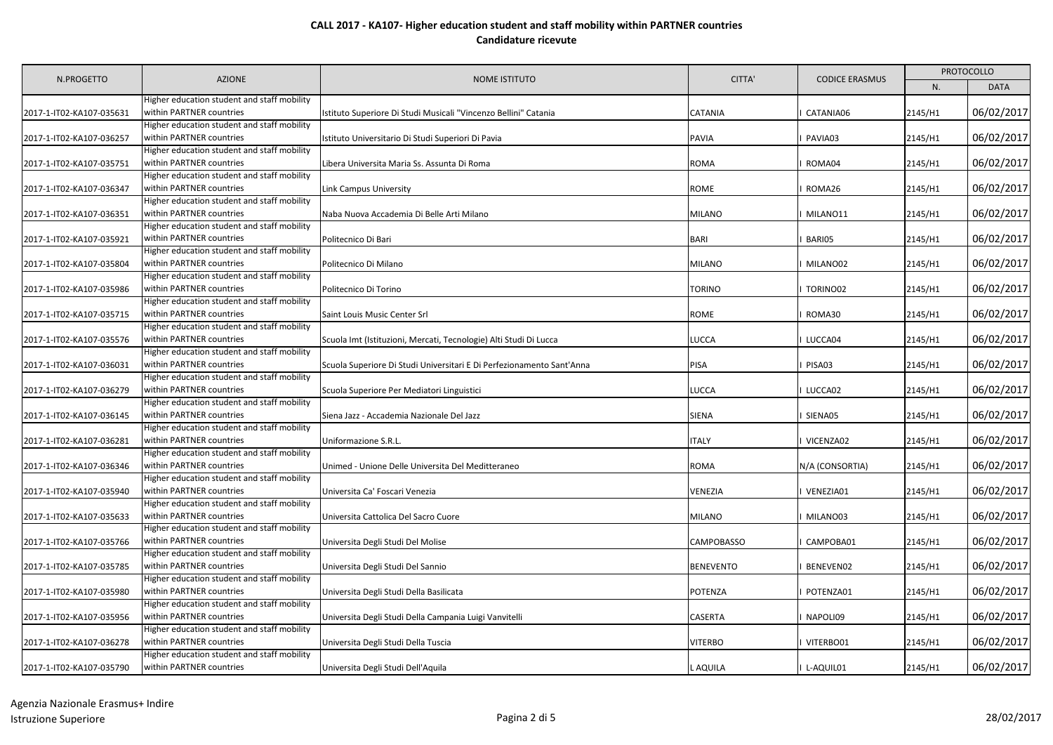# CALL 2017 - KA107- Higher education student and staff mobility within PARTNER countries

## Candidature ricevute

| N.PROGETTO | AZIONE | NOME ISTITUTO | CITTA' | CODICE ERASMUS | PROTOCOLLO | |
|---|---|---|---|---|---|---|
| | | | | | N. | DATA |
| 2017-1-IT02-KA107-035631 | Higher education student and staff mobility within PARTNER countries | Istituto Superiore Di Studi Musicali "Vincenzo Bellini" Catania | CATANIA | I CATANIA06 | 2145/H1 | 06/02/2017 |
| 2017-1-IT02-KA107-036257 | Higher education student and staff mobility within PARTNER countries | Istituto Universitario Di Studi Superiori Di Pavia | PAVIA | I PAVIA03 | 2145/H1 | 06/02/2017 |
| 2017-1-IT02-KA107-035751 | Higher education student and staff mobility within PARTNER countries | Libera Universita Maria Ss. Assunta Di Roma | ROMA | I ROMA04 | 2145/H1 | 06/02/2017 |
| 2017-1-IT02-KA107-036347 | Higher education student and staff mobility within PARTNER countries | Link Campus University | ROME | I ROMA26 | 2145/H1 | 06/02/2017 |
| 2017-1-IT02-KA107-036351 | Higher education student and staff mobility within PARTNER countries | Naba Nuova Accademia Di Belle Arti Milano | MILANO | I MILANO11 | 2145/H1 | 06/02/2017 |
| 2017-1-IT02-KA107-035921 | Higher education student and staff mobility within PARTNER countries | Politecnico Di Bari | BARI | I BARI05 | 2145/H1 | 06/02/2017 |
| 2017-1-IT02-KA107-035804 | Higher education student and staff mobility within PARTNER countries | Politecnico Di Milano | MILANO | I MILANO02 | 2145/H1 | 06/02/2017 |
| 2017-1-IT02-KA107-035986 | Higher education student and staff mobility within PARTNER countries | Politecnico Di Torino | TORINO | I TORINO02 | 2145/H1 | 06/02/2017 |
| 2017-1-IT02-KA107-035715 | Higher education student and staff mobility within PARTNER countries | Saint Louis Music Center Srl | ROME | I ROMA30 | 2145/H1 | 06/02/2017 |
| 2017-1-IT02-KA107-035576 | Higher education student and staff mobility within PARTNER countries | Scuola Imt (Istituzioni, Mercati, Tecnologie) Alti Studi Di Lucca | LUCCA | I LUCCA04 | 2145/H1 | 06/02/2017 |
| 2017-1-IT02-KA107-036031 | Higher education student and staff mobility within PARTNER countries | Scuola Superiore Di Studi Universitari E Di Perfezionamento Sant'Anna | PISA | I PISA03 | 2145/H1 | 06/02/2017 |
| 2017-1-IT02-KA107-036279 | Higher education student and staff mobility within PARTNER countries | Scuola Superiore Per Mediatori Linguistici | LUCCA | I LUCCA02 | 2145/H1 | 06/02/2017 |
| 2017-1-IT02-KA107-036145 | Higher education student and staff mobility within PARTNER countries | Siena Jazz - Accademia Nazionale Del Jazz | SIENA | I SIENA05 | 2145/H1 | 06/02/2017 |
| 2017-1-IT02-KA107-036281 | Higher education student and staff mobility within PARTNER countries | Uniformazione S.R.L. | ITALY | I VICENZA02 | 2145/H1 | 06/02/2017 |
| 2017-1-IT02-KA107-036346 | Higher education student and staff mobility within PARTNER countries | Unimed - Unione Delle Universita Del Meditteraneo | ROMA | N/A (CONSORTIA) | 2145/H1 | 06/02/2017 |
| 2017-1-IT02-KA107-035940 | Higher education student and staff mobility within PARTNER countries | Universita Ca' Foscari Venezia | VENEZIA | I VENEZIA01 | 2145/H1 | 06/02/2017 |
| 2017-1-IT02-KA107-035633 | Higher education student and staff mobility within PARTNER countries | Universita Cattolica Del Sacro Cuore | MILANO | I MILANO03 | 2145/H1 | 06/02/2017 |
| 2017-1-IT02-KA107-035766 | Higher education student and staff mobility within PARTNER countries | Universita Degli Studi Del Molise | CAMPOBASSO | I CAMPOBA01 | 2145/H1 | 06/02/2017 |
| 2017-1-IT02-KA107-035785 | Higher education student and staff mobility within PARTNER countries | Universita Degli Studi Del Sannio | BENEVENTO | I BENEVEN02 | 2145/H1 | 06/02/2017 |
| 2017-1-IT02-KA107-035980 | Higher education student and staff mobility within PARTNER countries | Universita Degli Studi Della Basilicata | POTENZA | I POTENZA01 | 2145/H1 | 06/02/2017 |
| 2017-1-IT02-KA107-035956 | Higher education student and staff mobility within PARTNER countries | Universita Degli Studi Della Campania Luigi Vanvitelli | CASERTA | I NAPOLI09 | 2145/H1 | 06/02/2017 |
| 2017-1-IT02-KA107-036278 | Higher education student and staff mobility within PARTNER countries | Universita Degli Studi Della Tuscia | VITERBO | I VITERBO01 | 2145/H1 | 06/02/2017 |
| 2017-1-IT02-KA107-035790 | Higher education student and staff mobility within PARTNER countries | Universita Degli Studi Dell'Aquila | L AQUILA | I L-AQUIL01 | 2145/H1 | 06/02/2017 |

Agenzia Nazionale Erasmus+ Indire
Istruzione Superiore

28/02/2017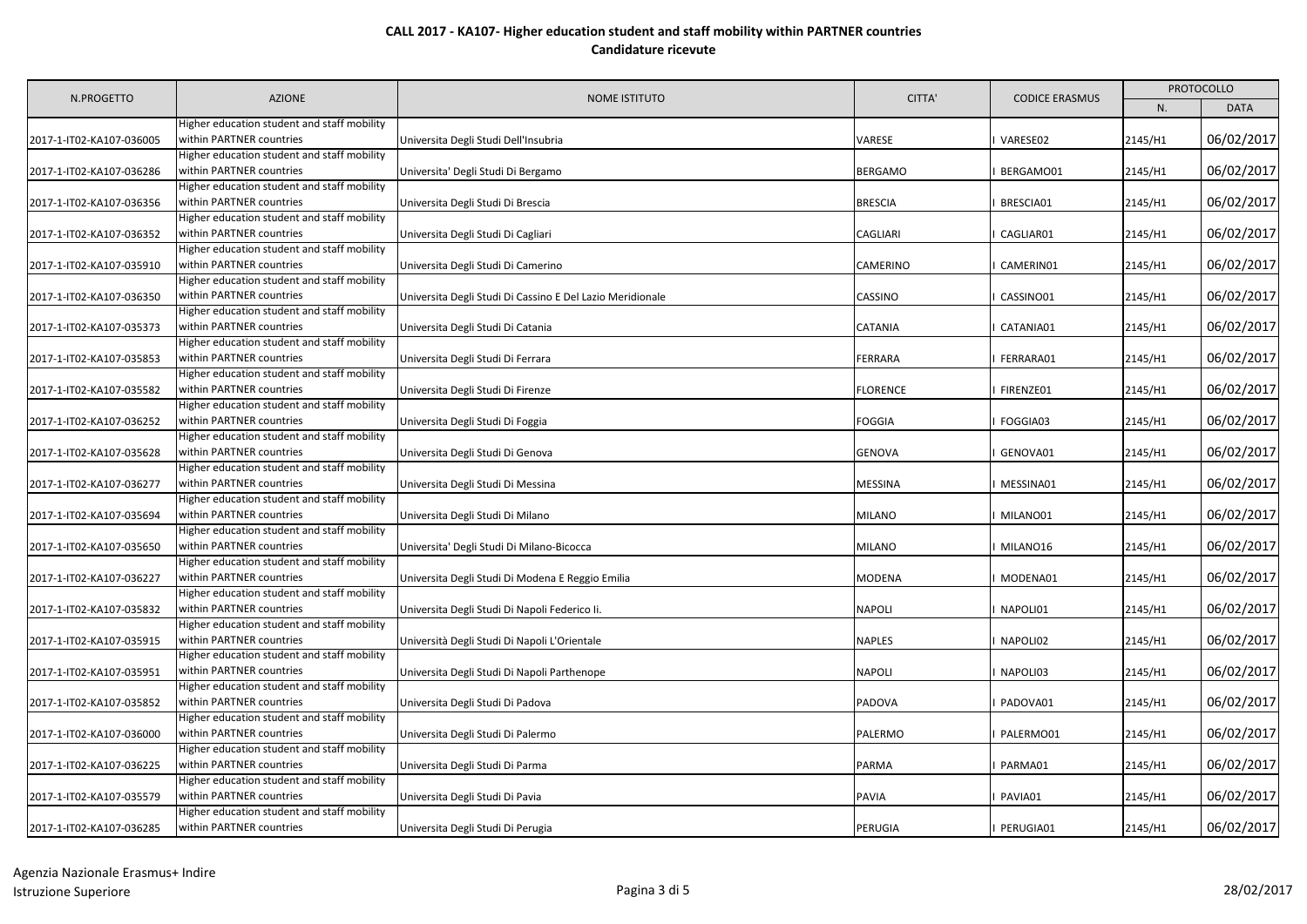**CALL 2017 - KA107- Higher education student and staff mobility within PARTNER countries**
**Candidature ricevute**

| N.PROGETTO | AZIONE | NOME ISTITUTO | CITTA' | CODICE ERASMUS | PROTOCOLLO | |
|---|---|---|---|---|---|---|
| | | | | | N. | DATA |
| 2017-1-IT02-KA107-036005 | Higher education student and staff mobility within PARTNER countries | Universita Degli Studi Dell'Insubria | VARESE | I VARESE02 | 2145/H1 | 06/02/2017 |
| 2017-1-IT02-KA107-036286 | Higher education student and staff mobility within PARTNER countries | Universita' Degli Studi Di Bergamo | BERGAMO | I BERGAMO01 | 2145/H1 | 06/02/2017 |
| 2017-1-IT02-KA107-036356 | Higher education student and staff mobility within PARTNER countries | Universita Degli Studi Di Brescia | BRESCIA | I BRESCIA01 | 2145/H1 | 06/02/2017 |
| 2017-1-IT02-KA107-036352 | Higher education student and staff mobility within PARTNER countries | Universita Degli Studi Di Cagliari | CAGLIARI | I CAGLIAR01 | 2145/H1 | 06/02/2017 |
| 2017-1-IT02-KA107-035910 | Higher education student and staff mobility within PARTNER countries | Universita Degli Studi Di Camerino | CAMERINO | I CAMERIN01 | 2145/H1 | 06/02/2017 |
| 2017-1-IT02-KA107-036350 | Higher education student and staff mobility within PARTNER countries | Universita Degli Studi Di Cassino E Del Lazio Meridionale | CASSINO | I CASSINO01 | 2145/H1 | 06/02/2017 |
| 2017-1-IT02-KA107-035373 | Higher education student and staff mobility within PARTNER countries | Universita Degli Studi Di Catania | CATANIA | I CATANIA01 | 2145/H1 | 06/02/2017 |
| 2017-1-IT02-KA107-035853 | Higher education student and staff mobility within PARTNER countries | Universita Degli Studi Di Ferrara | FERRARA | I FERRARA01 | 2145/H1 | 06/02/2017 |
| 2017-1-IT02-KA107-035582 | Higher education student and staff mobility within PARTNER countries | Universita Degli Studi Di Firenze | FLORENCE | I FIRENZE01 | 2145/H1 | 06/02/2017 |
| 2017-1-IT02-KA107-036252 | Higher education student and staff mobility within PARTNER countries | Universita Degli Studi Di Foggia | FOGGIA | I FOGGIA03 | 2145/H1 | 06/02/2017 |
| 2017-1-IT02-KA107-035628 | Higher education student and staff mobility within PARTNER countries | Universita Degli Studi Di Genova | GENOVA | I GENOVA01 | 2145/H1 | 06/02/2017 |
| 2017-1-IT02-KA107-036277 | Higher education student and staff mobility within PARTNER countries | Universita Degli Studi Di Messina | MESSINA | I MESSINA01 | 2145/H1 | 06/02/2017 |
| 2017-1-IT02-KA107-035694 | Higher education student and staff mobility within PARTNER countries | Universita Degli Studi Di Milano | MILANO | I MILANO01 | 2145/H1 | 06/02/2017 |
| 2017-1-IT02-KA107-035650 | Higher education student and staff mobility within PARTNER countries | Universita' Degli Studi Di Milano-Bicocca | MILANO | I MILANO16 | 2145/H1 | 06/02/2017 |
| 2017-1-IT02-KA107-036227 | Higher education student and staff mobility within PARTNER countries | Universita Degli Studi Di Modena E Reggio Emilia | MODENA | I MODENA01 | 2145/H1 | 06/02/2017 |
| 2017-1-IT02-KA107-035832 | Higher education student and staff mobility within PARTNER countries | Universita Degli Studi Di Napoli Federico Ii. | NAPOLI | I NAPOLI01 | 2145/H1 | 06/02/2017 |
| 2017-1-IT02-KA107-035915 | Higher education student and staff mobility within PARTNER countries | Università Degli Studi Di Napoli L'Orientale | NAPLES | I NAPOLI02 | 2145/H1 | 06/02/2017 |
| 2017-1-IT02-KA107-035951 | Higher education student and staff mobility within PARTNER countries | Universita Degli Studi Di Napoli Parthenope | NAPOLI | I NAPOLI03 | 2145/H1 | 06/02/2017 |
| 2017-1-IT02-KA107-035852 | Higher education student and staff mobility within PARTNER countries | Universita Degli Studi Di Padova | PADOVA | I PADOVA01 | 2145/H1 | 06/02/2017 |
| 2017-1-IT02-KA107-036000 | Higher education student and staff mobility within PARTNER countries | Universita Degli Studi Di Palermo | PALERMO | I PALERMO01 | 2145/H1 | 06/02/2017 |
| 2017-1-IT02-KA107-036225 | Higher education student and staff mobility within PARTNER countries | Universita Degli Studi Di Parma | PARMA | I PARMA01 | 2145/H1 | 06/02/2017 |
| 2017-1-IT02-KA107-035579 | Higher education student and staff mobility within PARTNER countries | Universita Degli Studi Di Pavia | PAVIA | I PAVIA01 | 2145/H1 | 06/02/2017 |
| 2017-1-IT02-KA107-036285 | Higher education student and staff mobility within PARTNER countries | Universita Degli Studi Di Perugia | PERUGIA | I PERUGIA01 | 2145/H1 | 06/02/2017 |

Agenzia Nazionale Erasmus+ Indire
Istruzione Superiore

28/02/2017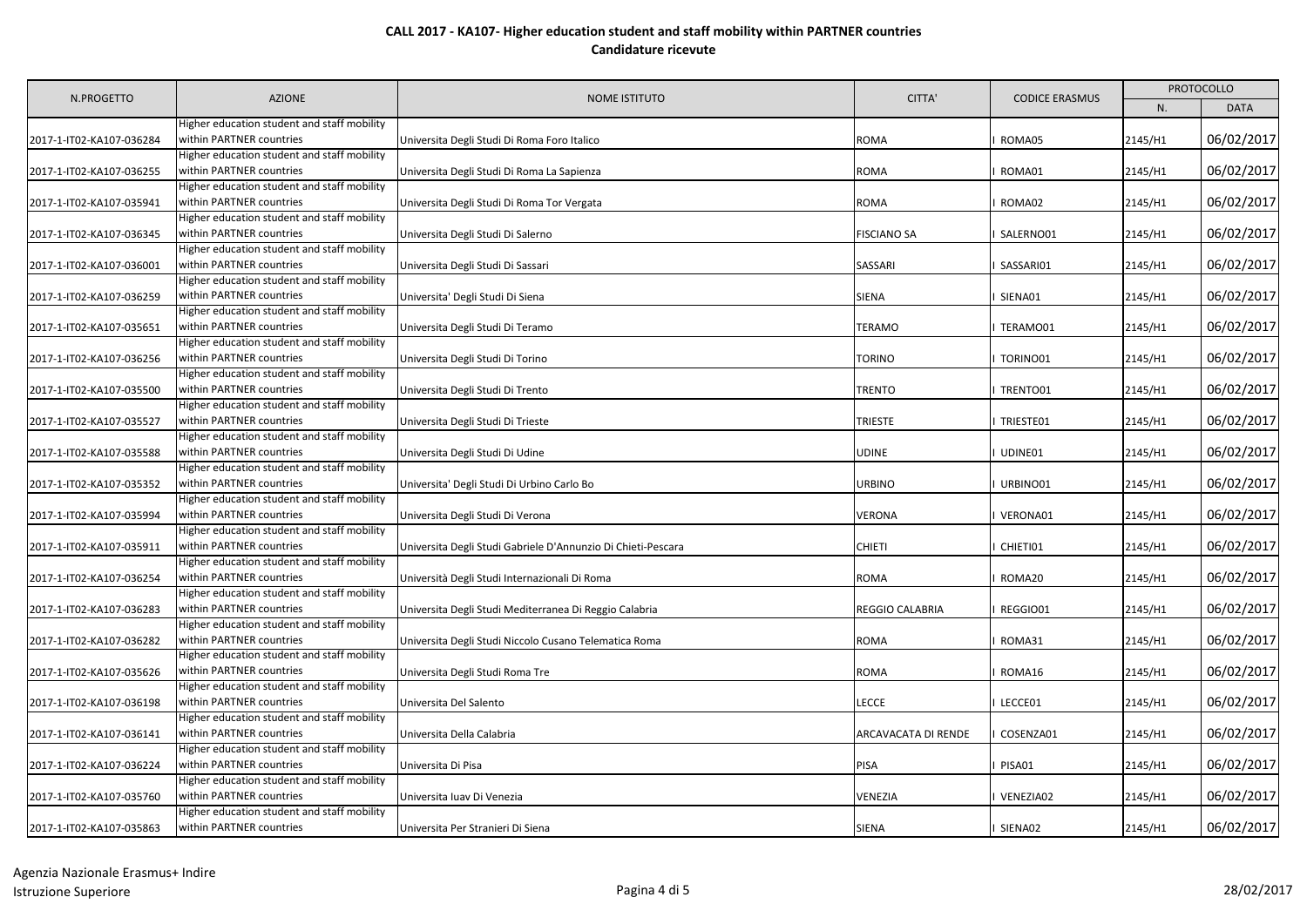**CALL 2017 - KA107- Higher education student and staff mobility within PARTNER countries**
**Candidature ricevute**

| N.PROGETTO | AZIONE | NOME ISTITUTO | CITTA' | CODICE ERASMUS | PROTOCOLLO | |
|---|---|---|---|---|---|---|
| | | | | | N. | DATA |
| 2017-1-IT02-KA107-036284 | Higher education student and staff mobility within PARTNER countries | Universita Degli Studi Di Roma Foro Italico | ROMA | I ROMA05 | 2145/H1 | 06/02/2017 |
| 2017-1-IT02-KA107-036255 | Higher education student and staff mobility within PARTNER countries | Universita Degli Studi Di Roma La Sapienza | ROMA | I ROMA01 | 2145/H1 | 06/02/2017 |
| 2017-1-IT02-KA107-035941 | Higher education student and staff mobility within PARTNER countries | Universita Degli Studi Di Roma Tor Vergata | ROMA | I ROMA02 | 2145/H1 | 06/02/2017 |
| 2017-1-IT02-KA107-036345 | Higher education student and staff mobility within PARTNER countries | Universita Degli Studi Di Salerno | FISCIANO SA | I SALERNO01 | 2145/H1 | 06/02/2017 |
| 2017-1-IT02-KA107-036001 | Higher education student and staff mobility within PARTNER countries | Universita Degli Studi Di Sassari | SASSARI | I SASSARI01 | 2145/H1 | 06/02/2017 |
| 2017-1-IT02-KA107-036259 | Higher education student and staff mobility within PARTNER countries | Universita' Degli Studi Di Siena | SIENA | I SIENA01 | 2145/H1 | 06/02/2017 |
| 2017-1-IT02-KA107-035651 | Higher education student and staff mobility within PARTNER countries | Universita Degli Studi Di Teramo | TERAMO | I TERAMO01 | 2145/H1 | 06/02/2017 |
| 2017-1-IT02-KA107-036256 | Higher education student and staff mobility within PARTNER countries | Universita Degli Studi Di Torino | TORINO | I TORINO01 | 2145/H1 | 06/02/2017 |
| 2017-1-IT02-KA107-035500 | Higher education student and staff mobility within PARTNER countries | Universita Degli Studi Di Trento | TRENTO | I TRENTO01 | 2145/H1 | 06/02/2017 |
| 2017-1-IT02-KA107-035527 | Higher education student and staff mobility within PARTNER countries | Universita Degli Studi Di Trieste | TRIESTE | I TRIESTE01 | 2145/H1 | 06/02/2017 |
| 2017-1-IT02-KA107-035588 | Higher education student and staff mobility within PARTNER countries | Universita Degli Studi Di Udine | UDINE | I UDINE01 | 2145/H1 | 06/02/2017 |
| 2017-1-IT02-KA107-035352 | Higher education student and staff mobility within PARTNER countries | Universita' Degli Studi Di Urbino Carlo Bo | URBINO | I URBINO01 | 2145/H1 | 06/02/2017 |
| 2017-1-IT02-KA107-035994 | Higher education student and staff mobility within PARTNER countries | Universita Degli Studi Di Verona | VERONA | I VERONA01 | 2145/H1 | 06/02/2017 |
| 2017-1-IT02-KA107-035911 | Higher education student and staff mobility within PARTNER countries | Universita Degli Studi Gabriele D'Annunzio Di Chieti-Pescara | CHIETI | I CHIETI01 | 2145/H1 | 06/02/2017 |
| 2017-1-IT02-KA107-036254 | Higher education student and staff mobility within PARTNER countries | Università Degli Studi Internazionali Di Roma | ROMA | I ROMA20 | 2145/H1 | 06/02/2017 |
| 2017-1-IT02-KA107-036283 | Higher education student and staff mobility within PARTNER countries | Universita Degli Studi Mediterranea Di Reggio Calabria | REGGIO CALABRIA | I REGGIO01 | 2145/H1 | 06/02/2017 |
| 2017-1-IT02-KA107-036282 | Higher education student and staff mobility within PARTNER countries | Universita Degli Studi Niccolo Cusano Telematica Roma | ROMA | I ROMA31 | 2145/H1 | 06/02/2017 |
| 2017-1-IT02-KA107-035626 | Higher education student and staff mobility within PARTNER countries | Universita Degli Studi Roma Tre | ROMA | I ROMA16 | 2145/H1 | 06/02/2017 |
| 2017-1-IT02-KA107-036198 | Higher education student and staff mobility within PARTNER countries | Universita Del Salento | LECCE | I LECCE01 | 2145/H1 | 06/02/2017 |
| 2017-1-IT02-KA107-036141 | Higher education student and staff mobility within PARTNER countries | Universita Della Calabria | ARCAVACATA DI RENDE | I COSENZA01 | 2145/H1 | 06/02/2017 |
| 2017-1-IT02-KA107-036224 | Higher education student and staff mobility within PARTNER countries | Universita Di Pisa | PISA | I PISA01 | 2145/H1 | 06/02/2017 |
| 2017-1-IT02-KA107-035760 | Higher education student and staff mobility within PARTNER countries | Universita Iuav Di Venezia | VENEZIA | I VENEZIA02 | 2145/H1 | 06/02/2017 |
| 2017-1-IT02-KA107-035863 | Higher education student and staff mobility within PARTNER countries | Universita Per Stranieri Di Siena | SIENA | I SIENA02 | 2145/H1 | 06/02/2017 |

Agenzia Nazionale Erasmus+ Indire
Istruzione Superiore

28/02/2017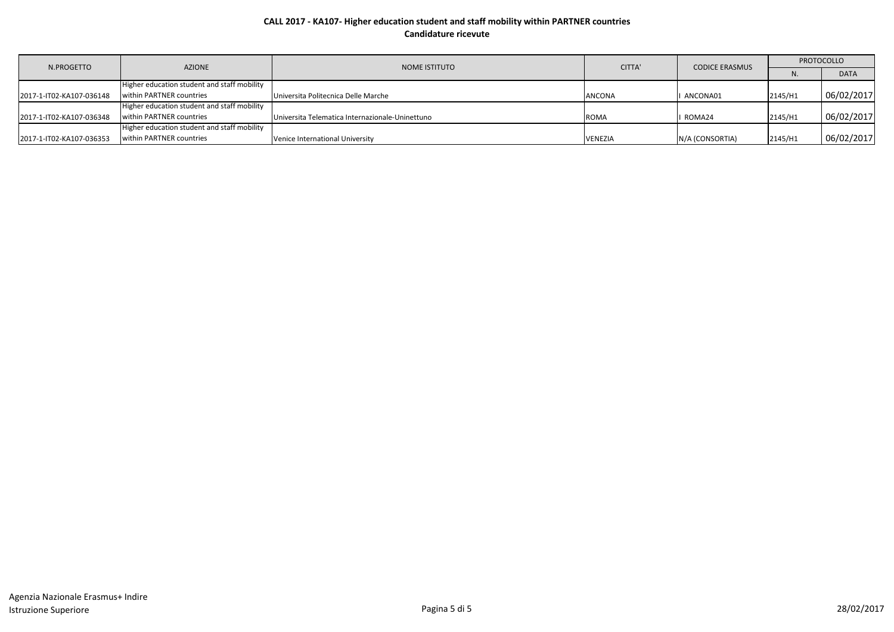**CALL 2017 - KA107- Higher education student and staff mobility within PARTNER countries**
**Candidature ricevute**

| N.PROGETTO | AZIONE | NOME ISTITUTO | CITTA' | CODICE ERASMUS | PROTOCOLLO | |
|---|---|---|---|---|---|---|
| | | | | | N. | DATA |
| 2017-1-IT02-KA107-036148 | Higher education student and staff mobility within PARTNER countries | Universita Politecnica Delle Marche | ANCONA | I ANCONA01 | 2145/H1 | 06/02/2017 |
| 2017-1-IT02-KA107-036348 | Higher education student and staff mobility within PARTNER countries | Universita Telematica Internazionale-Uninettuno | ROMA | I ROMA24 | 2145/H1 | 06/02/2017 |
| 2017-1-IT02-KA107-036353 | Higher education student and staff mobility within PARTNER countries | Venice International University | VENEZIA | N/A (CONSORTIA) | 2145/H1 | 06/02/2017 |

Agenzia Nazionale Erasmus+ Indire
Istruzione Superiore

28/02/2017